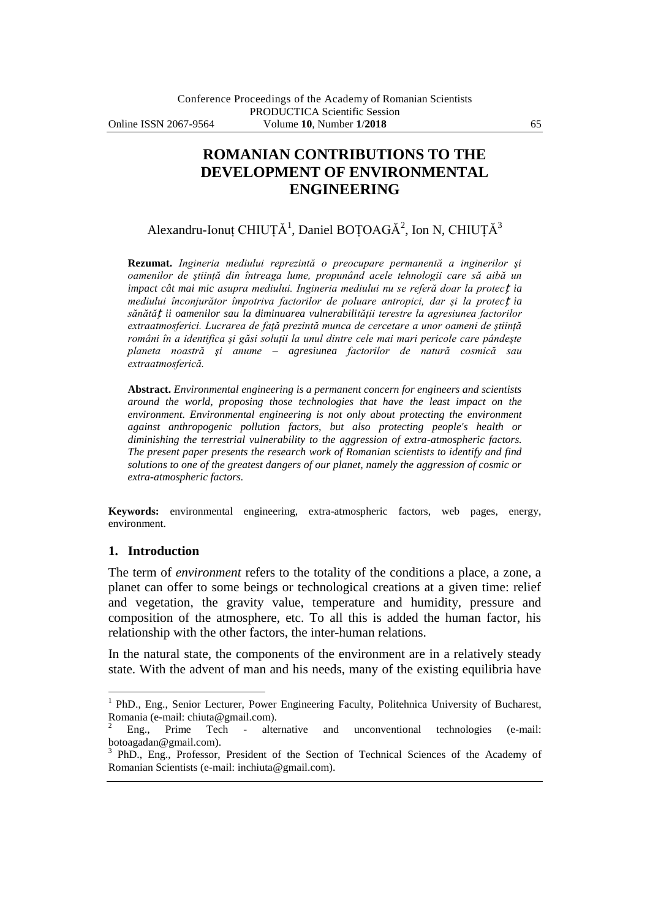# ROMANIAN CONTRIBUTIONS TO THE DEVELOPMENT OF ENVIRONMENTAL ENGINEERING

Alexandru-Ionuț CHIUȚĂ[1], Daniel BOȚOAGĂ[2], Ion N, CHIUȚĂ[3]

**Rezumat.** *Ingineria mediului reprezintă o preocupare permanentă a inginerilor şi oamenilor de ştiinţă din întreaga lume, propunând acele tehnologii care să aibă un impact cât mai mic asupra mediului. Ingineria mediului nu se referă doar la protecţia mediului înconjurător împotriva factorilor de poluare antropici, dar şi la protecţia sănătăţii oamenilor sau la diminuarea vulnerabilităţii terestre la agresiunea factorilor extraatmosferici. Lucrarea de faţă prezintă munca de cercetare a unor oameni de ştiinţă români în a identifica şi găsi soluţii la unul dintre cele mai mari pericole care pândeşte planeta noastră şi anume – agresiunea factorilor de natură cosmică sau extraatmosferică.*

**Abstract.** *Environmental engineering is a permanent concern for engineers and scientists around the world, proposing those technologies that have the least impact on the environment. Environmental engineering is not only about protecting the environment against anthropogenic pollution factors, but also protecting people's health or diminishing the terrestrial vulnerability to the aggression of extra-atmospheric factors. The present paper presents the research work of Romanian scientists to identify and find solutions to one of the greatest dangers of our planet, namely the aggression of cosmic or extra-atmospheric factors.*

**Keywords:** environmental engineering, extra-atmospheric factors, web pages, energy, environment.

## 1. Introduction

The term of *environment* refers to the totality of the conditions a place, a zone, a planet can offer to some beings or technological creations at a given time: relief and vegetation, the gravity value, temperature and humidity, pressure and composition of the atmosphere, etc. To all this is added the human factor, his relationship with the other factors, the inter-human relations.

In the natural state, the components of the environment are in a relatively steady state. With the advent of man and his needs, many of the existing equilibria have

---

[1] PhD., Eng., Senior Lecturer, Power Engineering Faculty, Politehnica University of Bucharest, Romania (e-mail: chiuta@gmail.com).

[2] Eng., Prime Tech - alternative and unconventional technologies (e-mail: botoagadan@gmail.com).

[3] PhD., Eng., Professor, President of the Section of Technical Sciences of the Academy of Romanian Scientists (e-mail: inchiuta@gmail.com).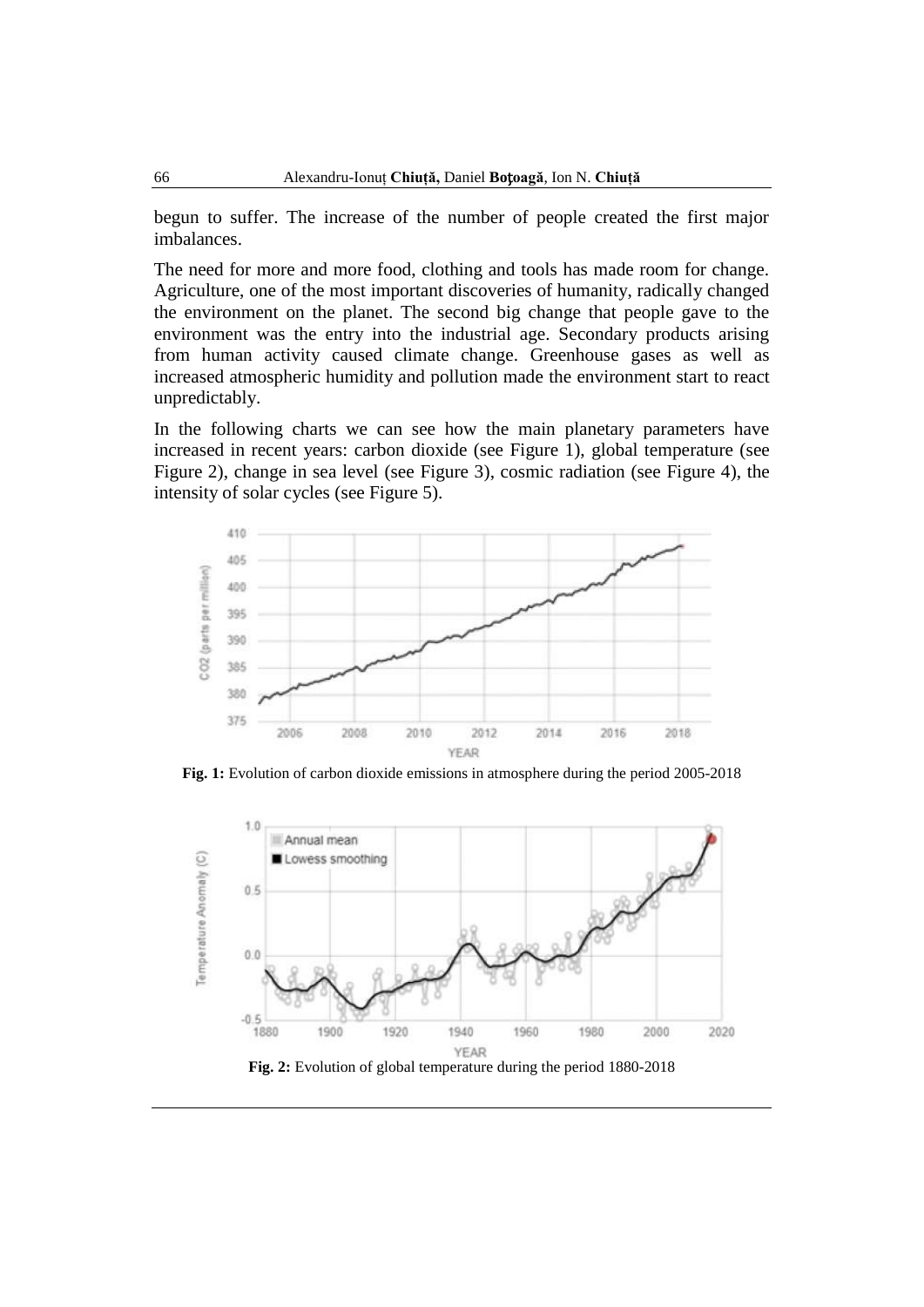begun to suffer. The increase of the number of people created the first major imbalances.

The need for more and more food, clothing and tools has made room for change. Agriculture, one of the most important discoveries of humanity, radically changed the environment on the planet. The second big change that people gave to the environment was the entry into the industrial age. Secondary products arising from human activity caused climate change. Greenhouse gases as well as increased atmospheric humidity and pollution made the environment start to react unpredictably.

In the following charts we can see how the main planetary parameters have increased in recent years: carbon dioxide (see Figure 1), global temperature (see Figure 2), change in sea level (see Figure 3), cosmic radiation (see Figure 4), the intensity of solar cycles (see Figure 5).

**Fig. 1:** Evolution of carbon dioxide emissions in atmosphere during the period 2005-2018

**Fig. 2:** Evolution of global temperature during the period 1880-2018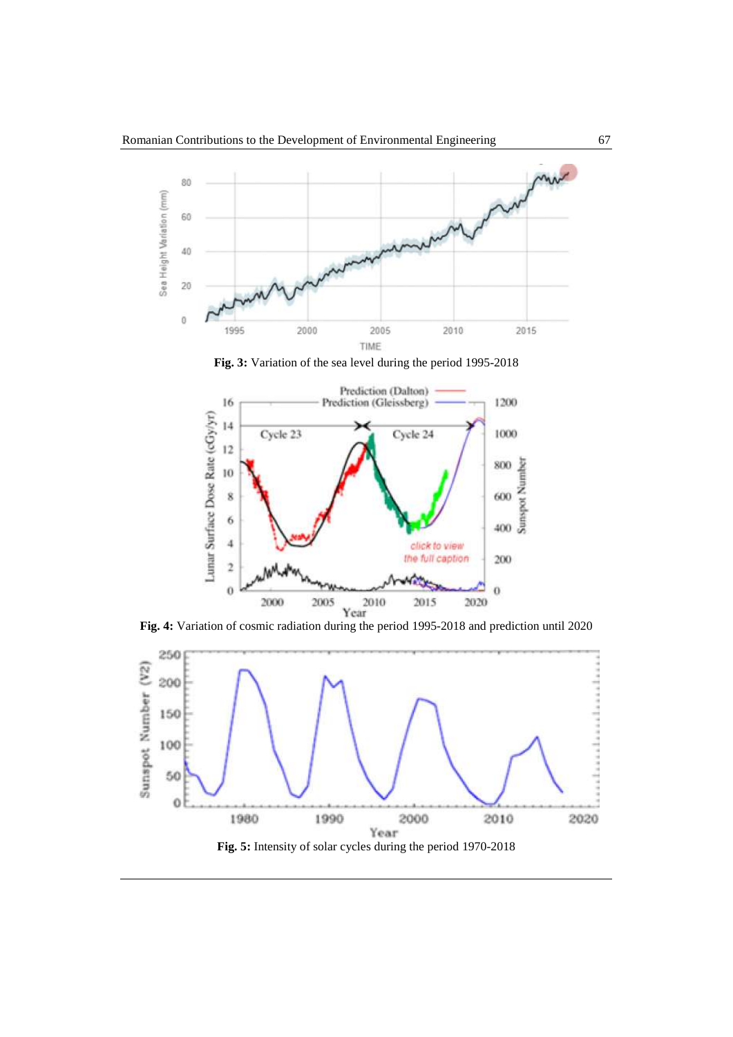**Fig. 3:** Variation of the sea level during the period 1995-2018

**Fig. 4:** Variation of cosmic radiation during the period 1995-2018 and prediction until 2020

**Fig. 5:** Intensity of solar cycles during the period 1970-2018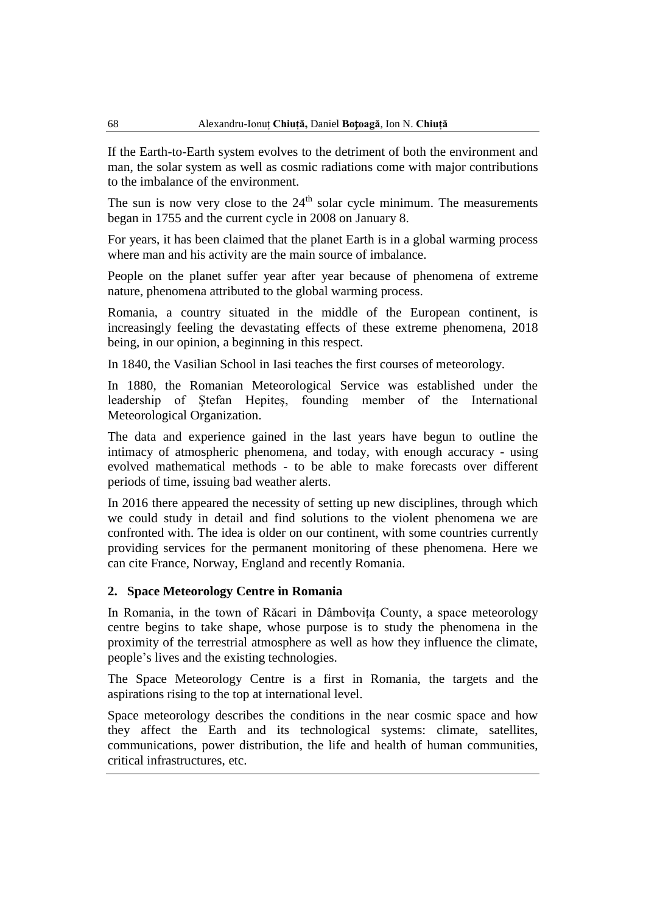If the Earth-to-Earth system evolves to the detriment of both the environment and man, the solar system as well as cosmic radiations come with major contributions to the imbalance of the environment.

The sun is now very close to the $24^{th}$ solar cycle minimum. The measurements began in 1755 and the current cycle in 2008 on January 8.

For years, it has been claimed that the planet Earth is in a global warming process where man and his activity are the main source of imbalance.

People on the planet suffer year after year because of phenomena of extreme nature, phenomena attributed to the global warming process.

Romania, a country situated in the middle of the European continent, is increasingly feeling the devastating effects of these extreme phenomena, 2018 being, in our opinion, a beginning in this respect.

In 1840, the Vasilian School in Iasi teaches the first courses of meteorology.

In 1880, the Romanian Meteorological Service was established under the leadership of Ştefan Hepiteș, founding member of the International Meteorological Organization.

The data and experience gained in the last years have begun to outline the intimacy of atmospheric phenomena, and today, with enough accuracy - using evolved mathematical methods - to be able to make forecasts over different periods of time, issuing bad weather alerts.

In 2016 there appeared the necessity of setting up new disciplines, through which we could study in detail and find solutions to the violent phenomena we are confronted with. The idea is older on our continent, with some countries currently providing services for the permanent monitoring of these phenomena. Here we can cite France, Norway, England and recently Romania.

## 2. Space Meteorology Centre in Romania

In Romania, in the town of Răcari in Dâmbovița County, a space meteorology centre begins to take shape, whose purpose is to study the phenomena in the proximity of the terrestrial atmosphere as well as how they influence the climate, people's lives and the existing technologies.

The Space Meteorology Centre is a first in Romania, the targets and the aspirations rising to the top at international level.

Space meteorology describes the conditions in the near cosmic space and how they affect the Earth and its technological systems: climate, satellites, communications, power distribution, the life and health of human communities, critical infrastructures, etc.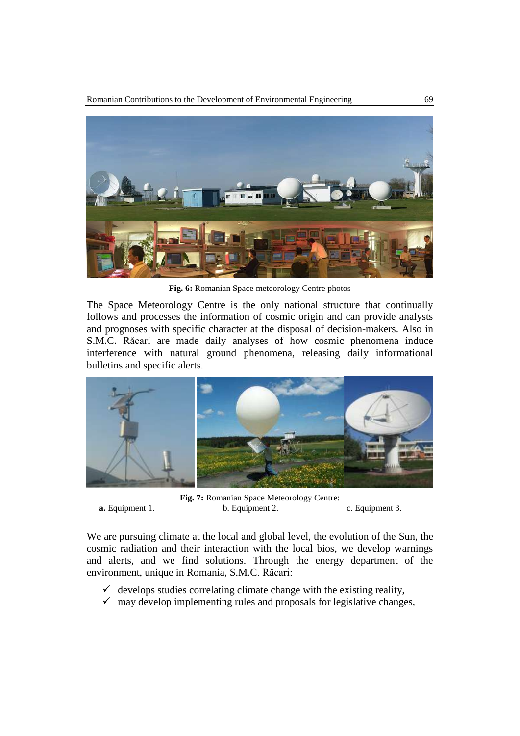**Fig. 6:** Romanian Space meteorology Centre photos

The Space Meteorology Centre is the only national structure that continually follows and processes the information of cosmic origin and can provide analysts and prognoses with specific character at the disposal of decision-makers. Also in S.M.C. Răcari are made daily analyses of how cosmic phenomena induce interference with natural ground phenomena, releasing daily informational bulletins and specific alerts.

**Fig. 7:** Romanian Space Meteorology Centre:
**a.** Equipment 1. b. Equipment 2. c. Equipment 3.

We are pursuing climate at the local and global level, the evolution of the Sun, the cosmic radiation and their interaction with the local bios, we develop warnings and alerts, and we find solutions. Through the energy department of the environment, unique in Romania, S.M.C. Răcari:

- ✓ develops studies correlating climate change with the existing reality,
- ✓ may develop implementing rules and proposals for legislative changes,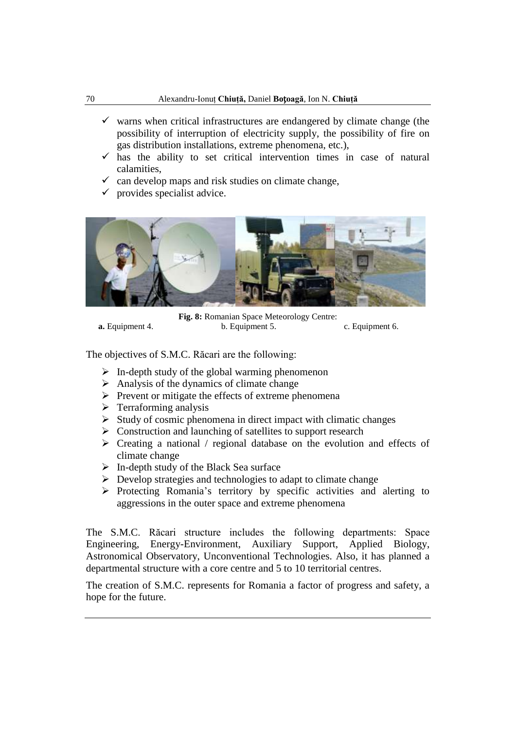- ✓ warns when critical infrastructures are endangered by climate change (the possibility of interruption of electricity supply, the possibility of fire on gas distribution installations, extreme phenomena, etc.),
- ✓ has the ability to set critical intervention times in case of natural calamities,
- ✓ can develop maps and risk studies on climate change,
- ✓ provides specialist advice.

**Fig. 8:** Romanian Space Meteorology Centre:
**a.** Equipment 4. b. Equipment 5. c. Equipment 6.

The objectives of S.M.C. Răcari are the following:

- In-depth study of the global warming phenomenon
- Analysis of the dynamics of climate change
- Prevent or mitigate the effects of extreme phenomena
- Terraforming analysis
- Study of cosmic phenomena in direct impact with climatic changes
- Construction and launching of satellites to support research
- Creating a national / regional database on the evolution and effects of climate change
- In-depth study of the Black Sea surface
- Develop strategies and technologies to adapt to climate change
- Protecting Romania's territory by specific activities and alerting to aggressions in the outer space and extreme phenomena

The S.M.C. Răcari structure includes the following departments: Space Engineering, Energy-Environment, Auxiliary Support, Applied Biology, Astronomical Observatory, Unconventional Technologies. Also, it has planned a departmental structure with a core centre and 5 to 10 territorial centres.

The creation of S.M.C. represents for Romania a factor of progress and safety, a hope for the future.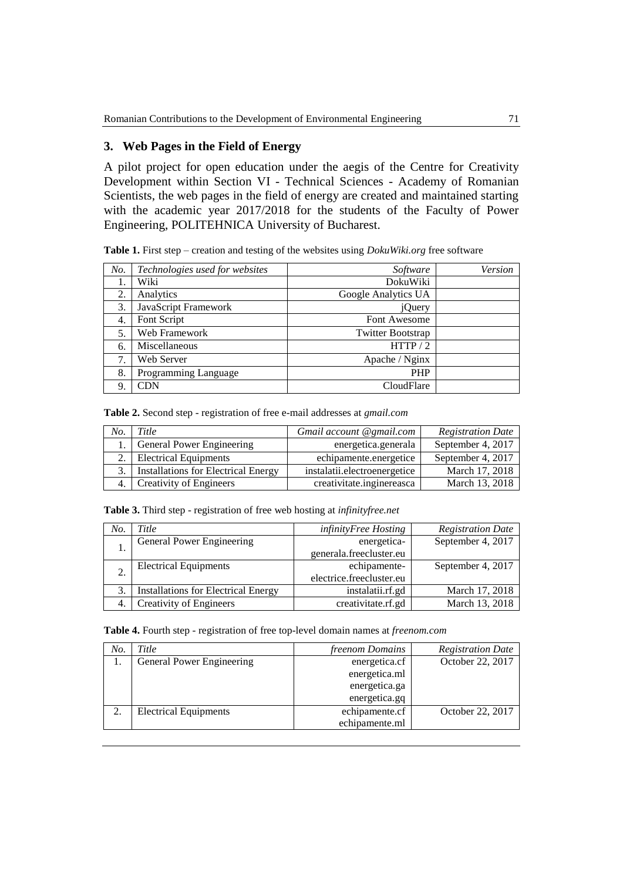## 3. Web Pages in the Field of Energy

A pilot project for open education under the aegis of the Centre for Creativity Development within Section VI - Technical Sciences - Academy of Romanian Scientists, the web pages in the field of energy are created and maintained starting with the academic year 2017/2018 for the students of the Faculty of Power Engineering, POLITEHNICA University of Bucharest.

**Table 1.** First step – creation and testing of the websites using *DokuWiki.org* free software

| *No.* | *Technologies used for websites* | *Software* | *Version* |
|---|---|---|---|
| 1. | Wiki | DokuWiki | |
| 2. | Analytics | Google Analytics UA | |
| 3. | JavaScript Framework | jQuery | |
| 4. | Font Script | Font Awesome | |
| 5. | Web Framework | Twitter Bootstrap | |
| 6. | Miscellaneous | HTTP / 2 | |
| 7. | Web Server | Apache / Nginx | |
| 8. | Programming Language | PHP | |
| 9. | CDN | CloudFlare | |

**Table 2.** Second step - registration of free e-mail addresses at *gmail.com*

| *No.* | *Title* | *Gmail account @gmail.com* | *Registration Date* |
|---|---|---|---|
| 1. | General Power Engineering | energetica.generala | September 4, 2017 |
| 2. | Electrical Equipments | echipamente.energetice | September 4, 2017 |
| 3. | Installations for Electrical Energy | instalatii.electroenergetice | March 17, 2018 |
| 4. | Creativity of Engineers | creativitate.inginereasca | March 13, 2018 |

**Table 3.** Third step - registration of free web hosting at *infinityfree.net*

| *No.* | *Title* | *infinityFree Hosting* | *Registration Date* |
|---|---|---|---|
| 1. | General Power Engineering | energetica-generala.freecluster.eu | September 4, 2017 |
| 2. | Electrical Equipments | echipamente-electrice.freecluster.eu | September 4, 2017 |
| 3. | Installations for Electrical Energy | instalatii.rf.gd | March 17, 2018 |
| 4. | Creativity of Engineers | creativitate.rf.gd | March 13, 2018 |

**Table 4.** Fourth step - registration of free top-level domain names at *freenom.com*

| *No.* | *Title* | *freenom Domains* | *Registration Date* |
|---|---|---|---|
| 1. | General Power Engineering | energetica.cf<br>energetica.ml<br>energetica.ga<br>energetica.gq | October 22, 2017 |
| 2. | Electrical Equipments | echipamente.cf<br>echipamente.ml | October 22, 2017 |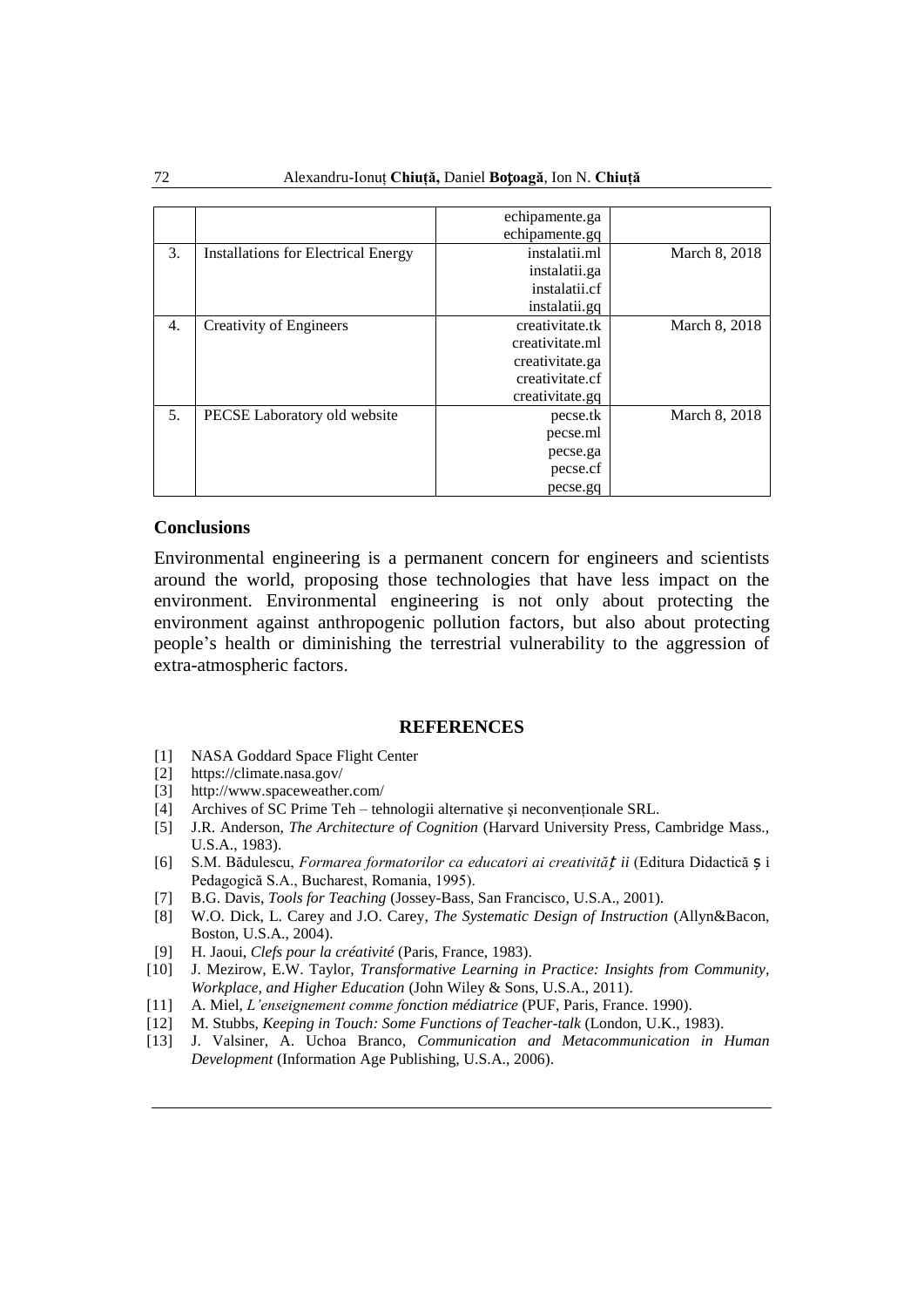| | | | |
|---|---|---|---|
| | | echipamente.ga<br>echipamente.gq | |
| 3. | Installations for Electrical Energy | instalatii.ml<br>instalatii.ga<br>instalatii.cf<br>instalatii.gq | March 8, 2018 |
| 4. | Creativity of Engineers | creativitate.tk<br>creativitate.ml<br>creativitate.ga<br>creativitate.cf<br>creativitate.gq | March 8, 2018 |
| 5. | PECSE Laboratory old website | pecse.tk<br>pecse.ml<br>pecse.ga<br>pecse.cf<br>pecse.gq | March 8, 2018 |

## Conclusions

Environmental engineering is a permanent concern for engineers and scientists around the world, proposing those technologies that have less impact on the environment. Environmental engineering is not only about protecting the environment against anthropogenic pollution factors, but also about protecting people's health or diminishing the terrestrial vulnerability to the aggression of extra-atmospheric factors.

## REFERENCES

[1] NASA Goddard Space Flight Center
[2] https://climate.nasa.gov/
[3] http://www.spaceweather.com/
[4] Archives of SC Prime Teh – tehnologii alternative și neconvenționale SRL.
[5] J.R. Anderson, *The Architecture of Cognition* (Harvard University Press, Cambridge Mass., U.S.A., 1983).
[6] S.M. Bădulescu, *Formarea formatorilor ca educatori ai creativități* (Editura Didactică și Pedagogică S.A., Bucharest, Romania, 1995).
[7] B.G. Davis, *Tools for Teaching* (Jossey-Bass, San Francisco, U.S.A., 2001).
[8] W.O. Dick, L. Carey and J.O. Carey, *The Systematic Design of Instruction* (Allyn&Bacon, Boston, U.S.A., 2004).
[9] H. Jaoui, *Clefs pour la créativité* (Paris, France, 1983).
[10] J. Mezirow, E.W. Taylor, *Transformative Learning in Practice: Insights from Community, Workplace, and Higher Education* (John Wiley & Sons, U.S.A., 2011).
[11] A. Miel, *L'enseignement comme fonction médiatrice* (PUF, Paris, France. 1990).
[12] M. Stubbs, *Keeping in Touch: Some Functions of Teacher-talk* (London, U.K., 1983).
[13] J. Valsiner, A. Uchoa Branco, *Communication and Metacommunication in Human Development* (Information Age Publishing, U.S.A., 2006).